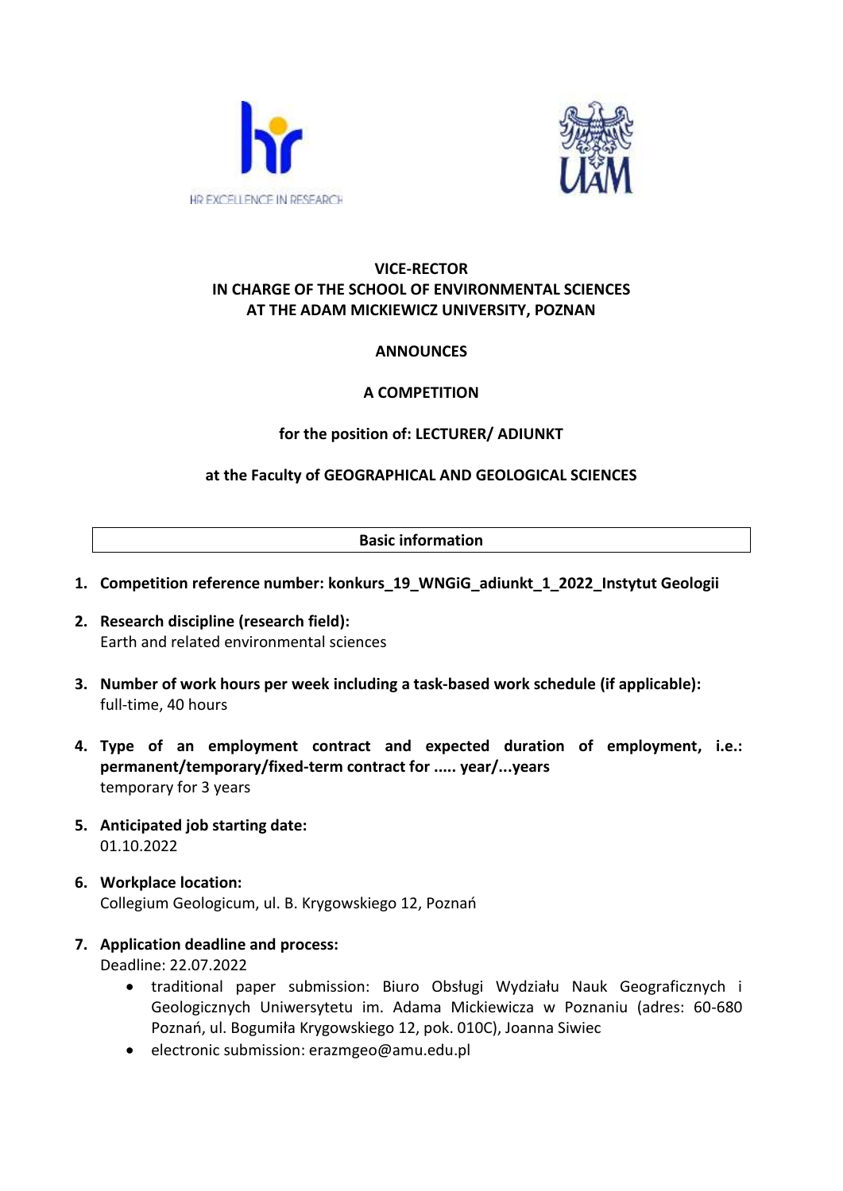**VICE-RECTOR**
**IN CHARGE OF THE SCHOOL OF ENVIRONMENTAL SCIENCES**
**AT THE ADAM MICKIEWICZ UNIVERSITY, POZNAN**

**ANNOUNCES**

**A COMPETITION**

**for the position of: LECTURER/ ADIUNKT**

**at the Faculty of GEOGRAPHICAL AND GEOLOGICAL SCIENCES**

## Basic information

1. **Competition reference number: konkurs_19_WNGiG_adiunkt_1_2022_Instytut Geologii**
2. **Research discipline (research field):**
   Earth and related environmental sciences
3. **Number of work hours per week including a task-based work schedule (if applicable):**
   full-time, 40 hours
4. **Type of an employment contract and expected duration of employment, i.e.: permanent/temporary/fixed-term contract for ..... year/...years**
   temporary for 3 years
5. **Anticipated job starting date:**
   01.10.2022
6. **Workplace location:**
   Collegium Geologicum, ul. B. Krygowskiego 12, Poznań
7. **Application deadline and process:**
   Deadline: 22.07.2022
   - traditional paper submission: Biuro Obsługi Wydziału Nauk Geograficznych i Geologicznych Uniwersytetu im. Adama Mickiewicza w Poznaniu (adres: 60-680 Poznań, ul. Bogumiła Krygowskiego 12, pok. 010C), Joanna Siwiec
   - electronic submission: erazmgeo@amu.edu.pl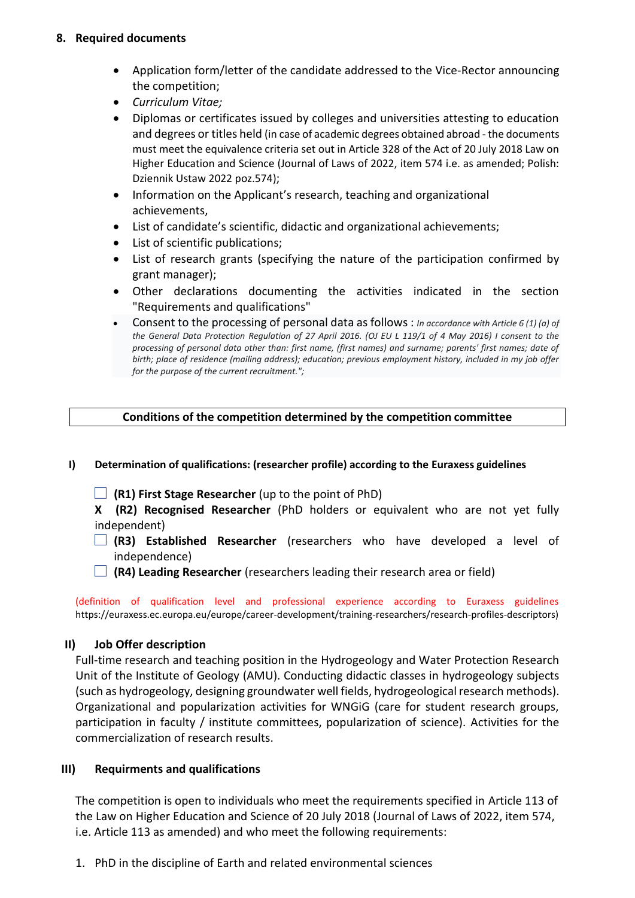## 8. Required documents

- Application form/letter of the candidate addressed to the Vice-Rector announcing the competition;
- *Curriculum Vitae;*
- Diplomas or certificates issued by colleges and universities attesting to education and degrees or titles held (in case of academic degrees obtained abroad - the documents must meet the equivalence criteria set out in Article 328 of the Act of 20 July 2018 Law on Higher Education and Science (Journal of Laws of 2022, item 574 i.e. as amended; Polish: Dziennik Ustaw 2022 poz.574);
- Information on the Applicant's research, teaching and organizational achievements,
- List of candidate's scientific, didactic and organizational achievements;
- List of scientific publications;
- List of research grants (specifying the nature of the participation confirmed by grant manager);
- Other declarations documenting the activities indicated in the section "Requirements and qualifications"
- Consent to the processing of personal data as follows : *In accordance with Article 6 (1) (a) of the General Data Protection Regulation of 27 April 2016. (OJ EU L 119/1 of 4 May 2016) I consent to the processing of personal data other than: first name, (first names) and surname; parents' first names; date of birth; place of residence (mailing address); education; previous employment history, included in my job offer for the purpose of the current recruitment.";*

**Conditions of the competition determined by the competition committee**

### I) Determination of qualifications: (researcher profile) according to the Euraxess guidelines

☐ **(R1) First Stage Researcher** (up to the point of PhD)

**X (R2) Recognised Researcher** (PhD holders or equivalent who are not yet fully independent)

☐ **(R3) Established Researcher** (researchers who have developed a level of independence)

☐ **(R4) Leading Researcher** (researchers leading their research area or field)

(definition of qualification level and professional experience according to Euraxess guidelines https://euraxess.ec.europa.eu/europe/career-development/training-researchers/research-profiles-descriptors)

### II) Job Offer description

Full-time research and teaching position in the Hydrogeology and Water Protection Research Unit of the Institute of Geology (AMU). Conducting didactic classes in hydrogeology subjects (such as hydrogeology, designing groundwater well fields, hydrogeological research methods). Organizational and popularization activities for WNGiG (care for student research groups, participation in faculty / institute committees, popularization of science). Activities for the commercialization of research results.

### III) Requirments and qualifications

The competition is open to individuals who meet the requirements specified in Article 113 of the Law on Higher Education and Science of 20 July 2018 (Journal of Laws of 2022, item 574, i.e. Article 113 as amended) and who meet the following requirements:

1. PhD in the discipline of Earth and related environmental sciences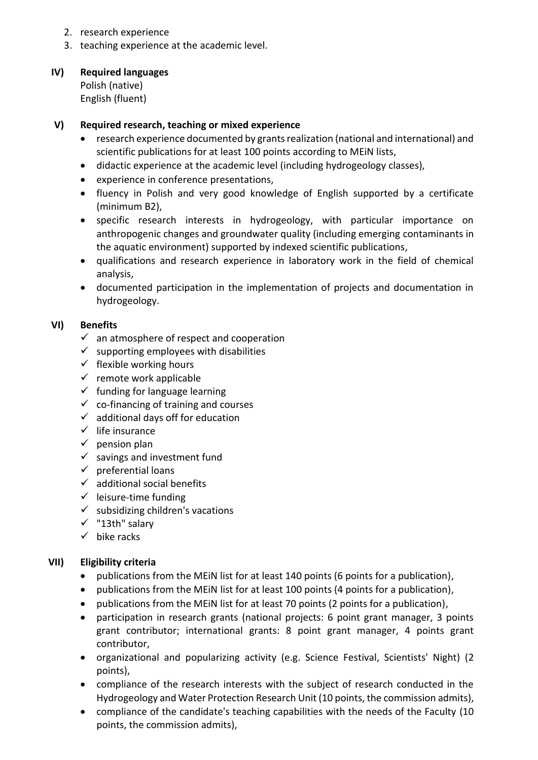2. research experience
3. teaching experience at the academic level.

**IV) Required languages**

Polish (native)
English (fluent)

**V) Required research, teaching or mixed experience**

- research experience documented by grants realization (national and international) and scientific publications for at least 100 points according to MEiN lists,
- didactic experience at the academic level (including hydrogeology classes),
- experience in conference presentations,
- fluency in Polish and very good knowledge of English supported by a certificate (minimum B2),
- specific research interests in hydrogeology, with particular importance on anthropogenic changes and groundwater quality (including emerging contaminants in the aquatic environment) supported by indexed scientific publications,
- qualifications and research experience in laboratory work in the field of chemical analysis,
- documented participation in the implementation of projects and documentation in hydrogeology.

**VI) Benefits**

- ✓ an atmosphere of respect and cooperation
- ✓ supporting employees with disabilities
- ✓ flexible working hours
- ✓ remote work applicable
- ✓ funding for language learning
- ✓ co-financing of training and courses
- ✓ additional days off for education
- ✓ life insurance
- ✓ pension plan
- ✓ savings and investment fund
- ✓ preferential loans
- ✓ additional social benefits
- ✓ leisure-time funding
- ✓ subsidizing children's vacations
- ✓ "13th" salary
- ✓ bike racks

**VII) Eligibility criteria**

- publications from the MEiN list for at least 140 points (6 points for a publication),
- publications from the MEiN list for at least 100 points (4 points for a publication),
- publications from the MEiN list for at least 70 points (2 points for a publication),
- participation in research grants (national projects: 6 point grant manager, 3 points grant contributor; international grants: 8 point grant manager, 4 points grant contributor,
- organizational and popularizing activity (e.g. Science Festival, Scientists' Night) (2 points),
- compliance of the research interests with the subject of research conducted in the Hydrogeology and Water Protection Research Unit (10 points, the commission admits),
- compliance of the candidate's teaching capabilities with the needs of the Faculty (10 points, the commission admits),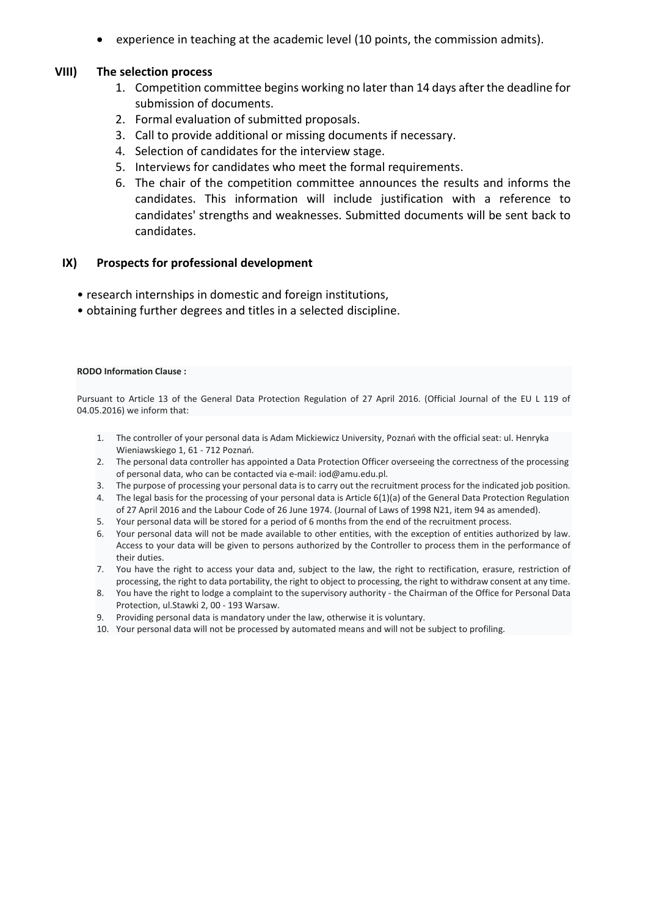- experience in teaching at the academic level (10 points, the commission admits).

## VIII) The selection process

1. Competition committee begins working no later than 14 days after the deadline for submission of documents.
2. Formal evaluation of submitted proposals.
3. Call to provide additional or missing documents if necessary.
4. Selection of candidates for the interview stage.
5. Interviews for candidates who meet the formal requirements.
6. The chair of the competition committee announces the results and informs the candidates. This information will include justification with a reference to candidates' strengths and weaknesses. Submitted documents will be sent back to candidates.

## IX) Prospects for professional development

- research internships in domestic and foreign institutions,
- obtaining further degrees and titles in a selected discipline.

**RODO Information Clause :**

Pursuant to Article 13 of the General Data Protection Regulation of 27 April 2016. (Official Journal of the EU L 119 of 04.05.2016) we inform that:

1. The controller of your personal data is Adam Mickiewicz University, Poznań with the official seat: ul. Henryka Wieniawskiego 1, 61 - 712 Poznań.
2. The personal data controller has appointed a Data Protection Officer overseeing the correctness of the processing of personal data, who can be contacted via e-mail: iod@amu.edu.pl.
3. The purpose of processing your personal data is to carry out the recruitment process for the indicated job position.
4. The legal basis for the processing of your personal data is Article 6(1)(a) of the General Data Protection Regulation of 27 April 2016 and the Labour Code of 26 June 1974. (Journal of Laws of 1998 N21, item 94 as amended).
5. Your personal data will be stored for a period of 6 months from the end of the recruitment process.
6. Your personal data will not be made available to other entities, with the exception of entities authorized by law. Access to your data will be given to persons authorized by the Controller to process them in the performance of their duties.
7. You have the right to access your data and, subject to the law, the right to rectification, erasure, restriction of processing, the right to data portability, the right to object to processing, the right to withdraw consent at any time.
8. You have the right to lodge a complaint to the supervisory authority - the Chairman of the Office for Personal Data Protection, ul.Stawki 2, 00 - 193 Warsaw.
9. Providing personal data is mandatory under the law, otherwise it is voluntary.
10. Your personal data will not be processed by automated means and will not be subject to profiling.